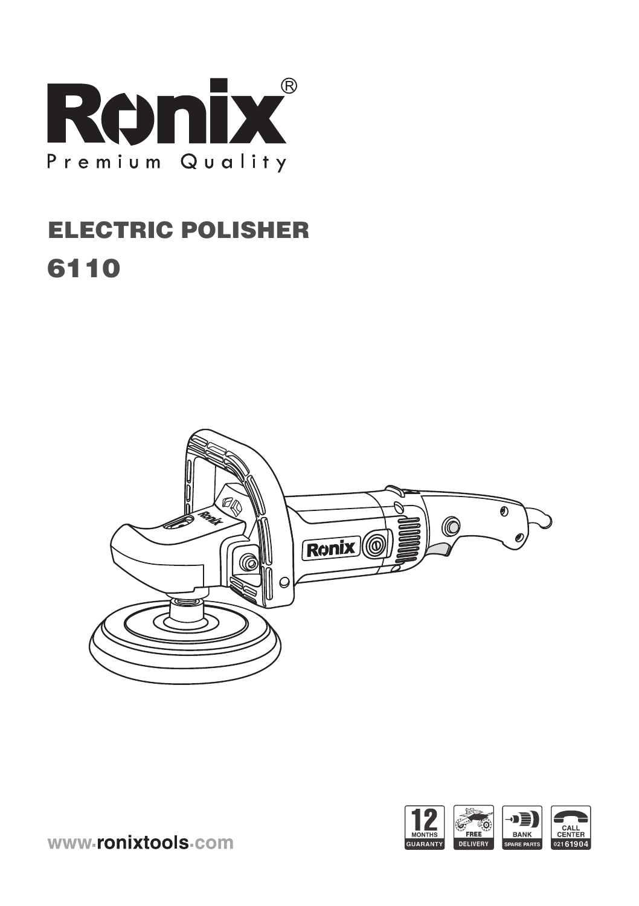# Ronix®

Premium Quality

## ELECTRIC POLISHER

## 6110

www.ronixtools.com

12 MONTHS GUARANTY | FREE DELIVERY | BANK SPARE PARTS | CALL CENTER 02161904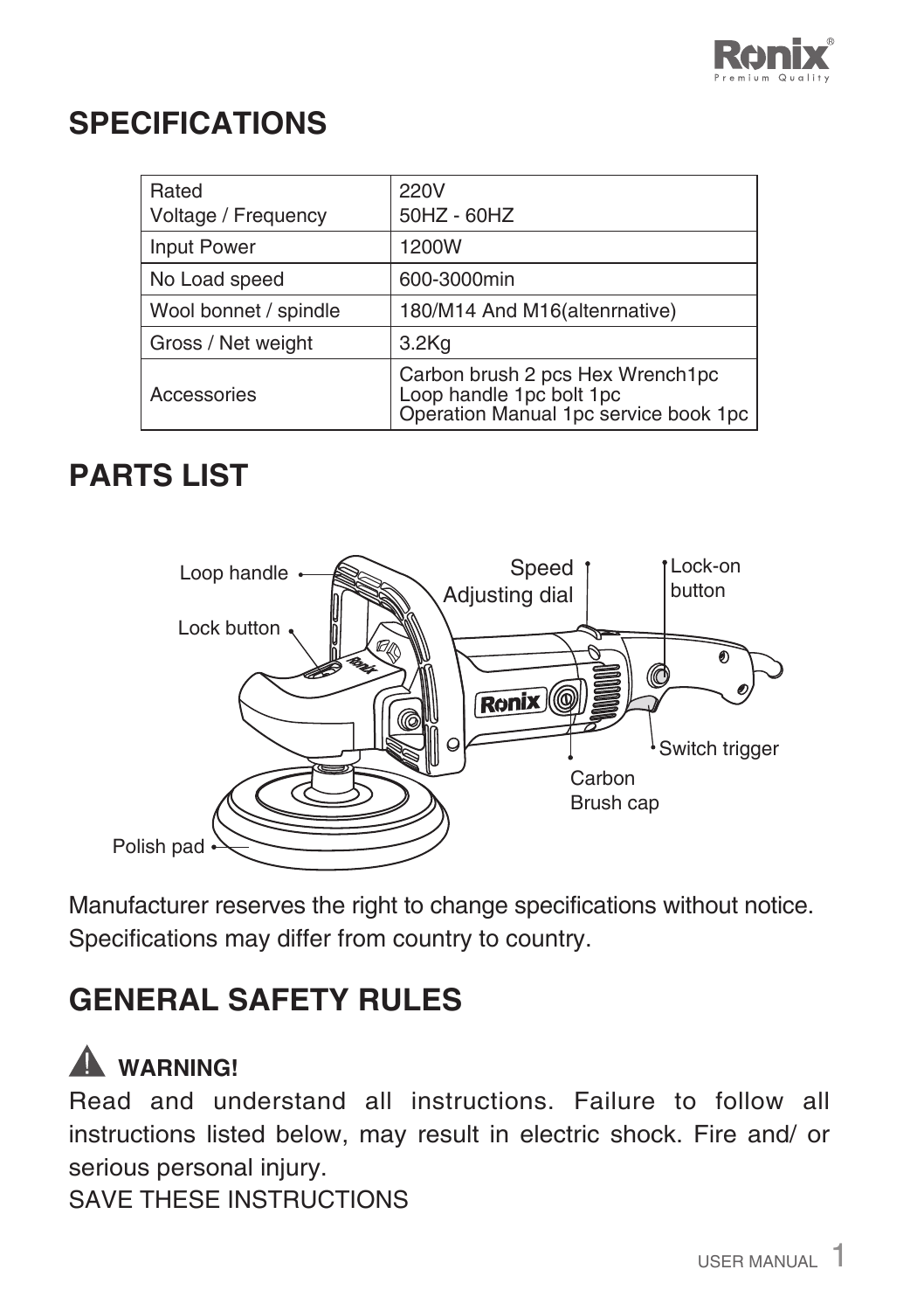## SPECIFICATIONS

| Rated Voltage / Frequency | 220V 50HZ - 60HZ |
|---|---|
| Input Power | 1200W |
| No Load speed | 600-3000min |
| Wool bonnet / spindle | 180/M14 And M16(altenrnative) |
| Gross / Net weight | 3.2Kg |
| Accessories | Carbon brush 2 pcs Hex Wrench1pc Loop handle 1pc bolt 1pc Operation Manual 1pc service book 1pc |

## PARTS LIST

Loop handle
Lock button
Speed Adjusting dial
Lock-on button
Switch trigger
Carbon Brush cap
Polish pad

Manufacturer reserves the right to change specifications without notice. Specifications may differ from country to country.

## GENERAL SAFETY RULES

**⚠ WARNING!**

Read and understand all instructions. Failure to follow all instructions listed below, may result in electric shock. Fire and/ or serious personal injury.

SAVE THESE INSTRUCTIONS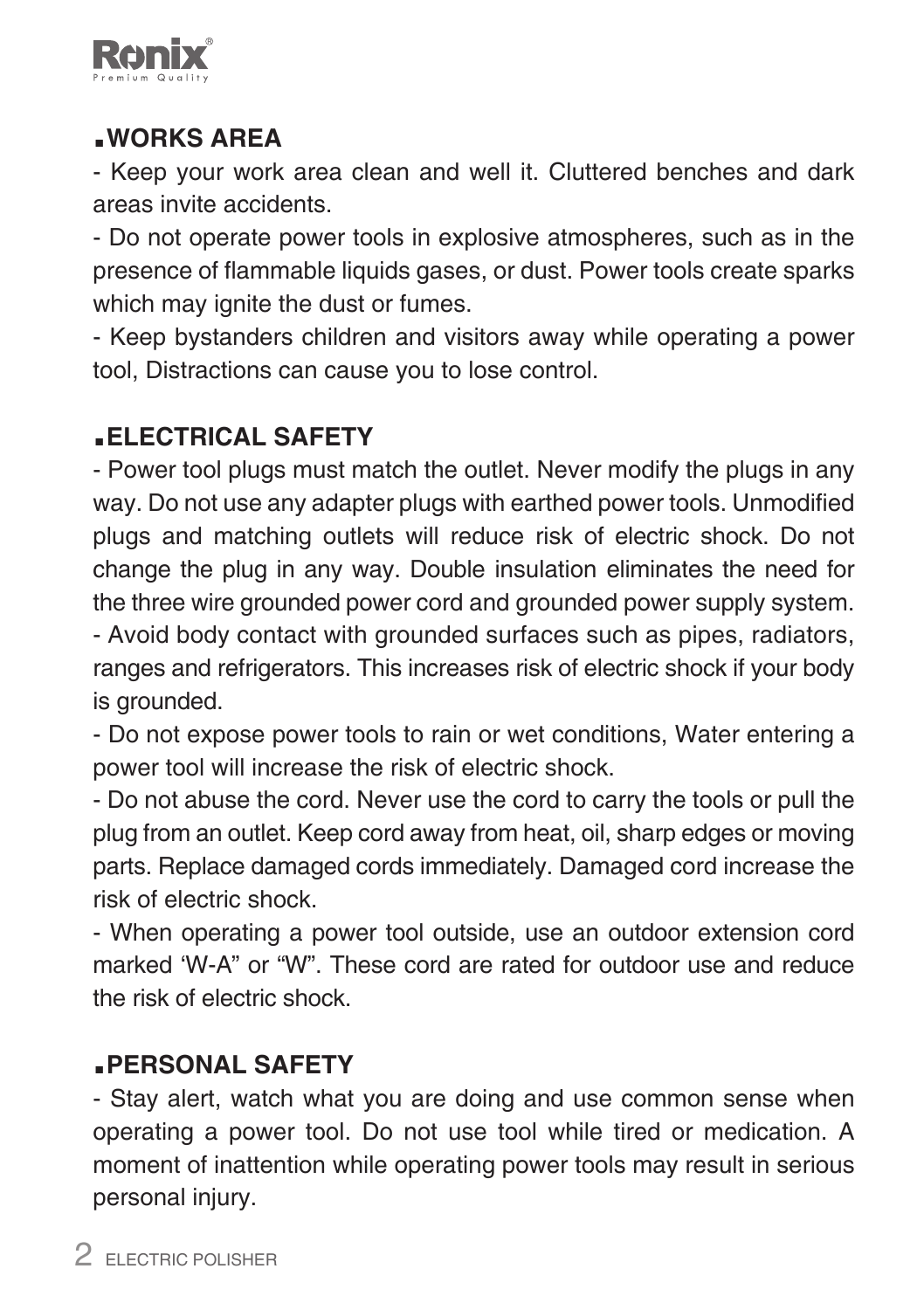## ▪WORKS AREA

- Keep your work area clean and well it. Cluttered benches and dark areas invite accidents.
- Do not operate power tools in explosive atmospheres, such as in the presence of flammable liquids gases, or dust. Power tools create sparks which may ignite the dust or fumes.
- Keep bystanders children and visitors away while operating a power tool, Distractions can cause you to lose control.

## ▪ELECTRICAL SAFETY

- Power tool plugs must match the outlet. Never modify the plugs in any way. Do not use any adapter plugs with earthed power tools. Unmodified plugs and matching outlets will reduce risk of electric shock. Do not change the plug in any way. Double insulation eliminates the need for the three wire grounded power cord and grounded power supply system.
- Avoid body contact with grounded surfaces such as pipes, radiators, ranges and refrigerators. This increases risk of electric shock if your body is grounded.
- Do not expose power tools to rain or wet conditions, Water entering a power tool will increase the risk of electric shock.
- Do not abuse the cord. Never use the cord to carry the tools or pull the plug from an outlet. Keep cord away from heat, oil, sharp edges or moving parts. Replace damaged cords immediately. Damaged cord increase the risk of electric shock.
- When operating a power tool outside, use an outdoor extension cord marked 'W-A" or "W". These cord are rated for outdoor use and reduce the risk of electric shock.

## ▪PERSONAL SAFETY

- Stay alert, watch what you are doing and use common sense when operating a power tool. Do not use tool while tired or medication. A moment of inattention while operating power tools may result in serious personal injury.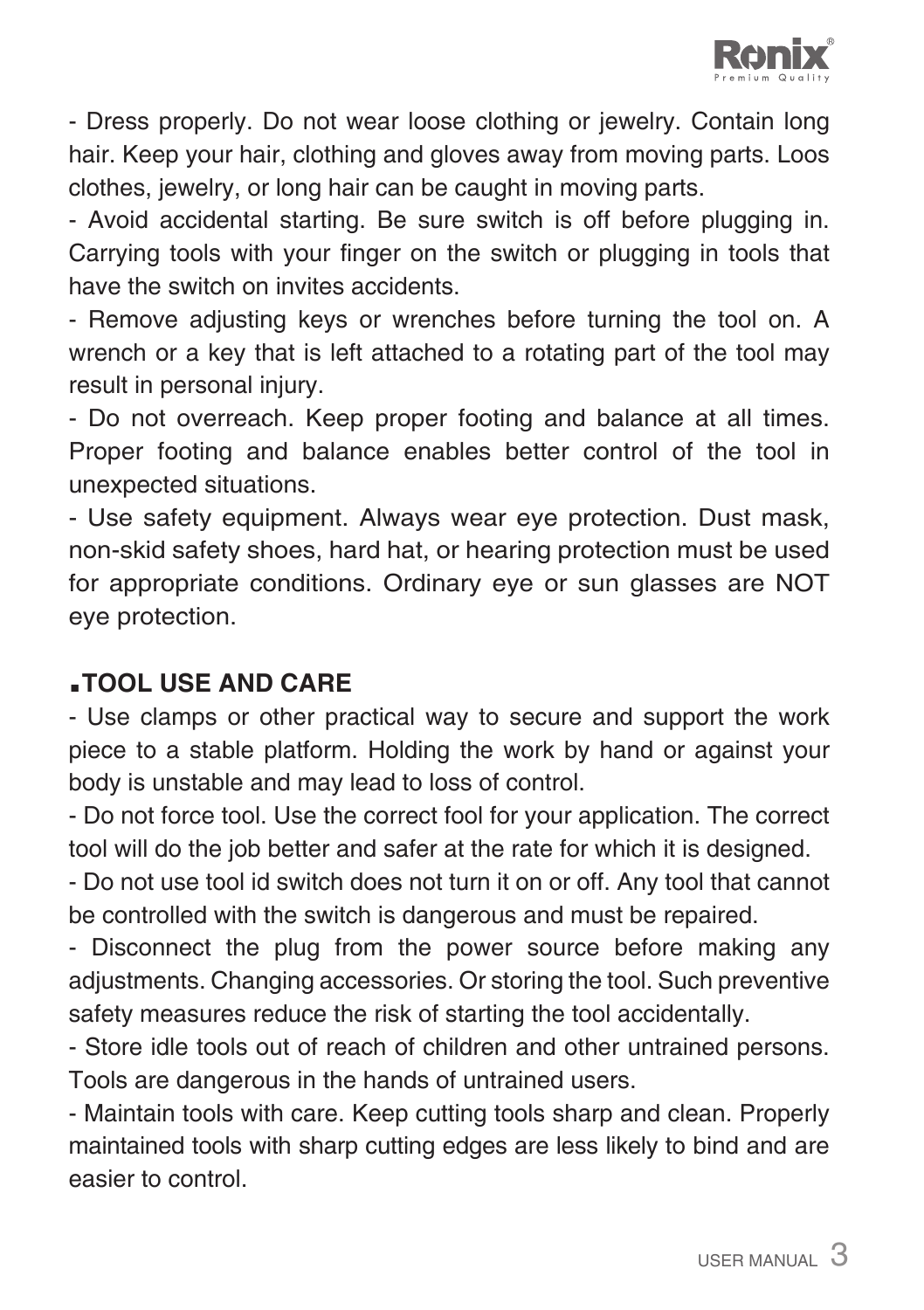- Dress properly. Do not wear loose clothing or jewelry. Contain long hair. Keep your hair, clothing and gloves away from moving parts. Loos clothes, jewelry, or long hair can be caught in moving parts.

- Avoid accidental starting. Be sure switch is off before plugging in. Carrying tools with your finger on the switch or plugging in tools that have the switch on invites accidents.

- Remove adjusting keys or wrenches before turning the tool on. A wrench or a key that is left attached to a rotating part of the tool may result in personal injury.

- Do not overreach. Keep proper footing and balance at all times. Proper footing and balance enables better control of the tool in unexpected situations.

- Use safety equipment. Always wear eye protection. Dust mask, non-skid safety shoes, hard hat, or hearing protection must be used for appropriate conditions. Ordinary eye or sun glasses are NOT eye protection.

## ▪TOOL USE AND CARE

- Use clamps or other practical way to secure and support the work piece to a stable platform. Holding the work by hand or against your body is unstable and may lead to loss of control.

- Do not force tool. Use the correct fool for your application. The correct tool will do the job better and safer at the rate for which it is designed.

- Do not use tool id switch does not turn it on or off. Any tool that cannot be controlled with the switch is dangerous and must be repaired.

- Disconnect the plug from the power source before making any adjustments. Changing accessories. Or storing the tool. Such preventive safety measures reduce the risk of starting the tool accidentally.

- Store idle tools out of reach of children and other untrained persons. Tools are dangerous in the hands of untrained users.

- Maintain tools with care. Keep cutting tools sharp and clean. Properly maintained tools with sharp cutting edges are less likely to bind and are easier to control.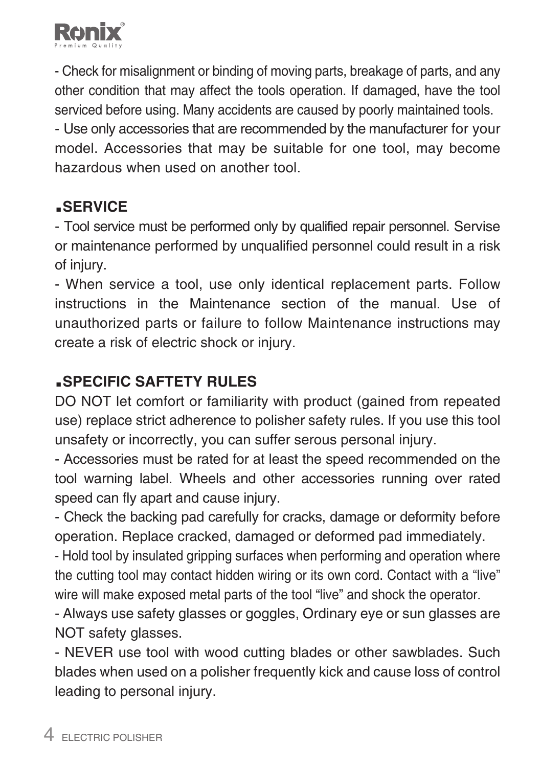- Check for misalignment or binding of moving parts, breakage of parts, and any other condition that may affect the tools operation. If damaged, have the tool serviced before using. Many accidents are caused by poorly maintained tools.

- Use only accessories that are recommended by the manufacturer for your model. Accessories that may be suitable for one tool, may become hazardous when used on another tool.

## ▪SERVICE

- Tool service must be performed only by qualified repair personnel. Servise or maintenance performed by unqualified personnel could result in a risk of injury.

- When service a tool, use only identical replacement parts. Follow instructions in the Maintenance section of the manual. Use of unauthorized parts or failure to follow Maintenance instructions may create a risk of electric shock or injury.

## ▪SPECIFIC SAFTETY RULES

DO NOT let comfort or familiarity with product (gained from repeated use) replace strict adherence to polisher safety rules. If you use this tool unsafety or incorrectly, you can suffer serous personal injury.

- Accessories must be rated for at least the speed recommended on the tool warning label. Wheels and other accessories running over rated speed can fly apart and cause injury.

- Check the backing pad carefully for cracks, damage or deformity before operation. Replace cracked, damaged or deformed pad immediately.

- Hold tool by insulated gripping surfaces when performing and operation where the cutting tool may contact hidden wiring or its own cord. Contact with a “live” wire will make exposed metal parts of the tool “live” and shock the operator.

- Always use safety glasses or goggles, Ordinary eye or sun glasses are NOT safety glasses.

- NEVER use tool with wood cutting blades or other sawblades. Such blades when used on a polisher frequently kick and cause loss of control leading to personal injury.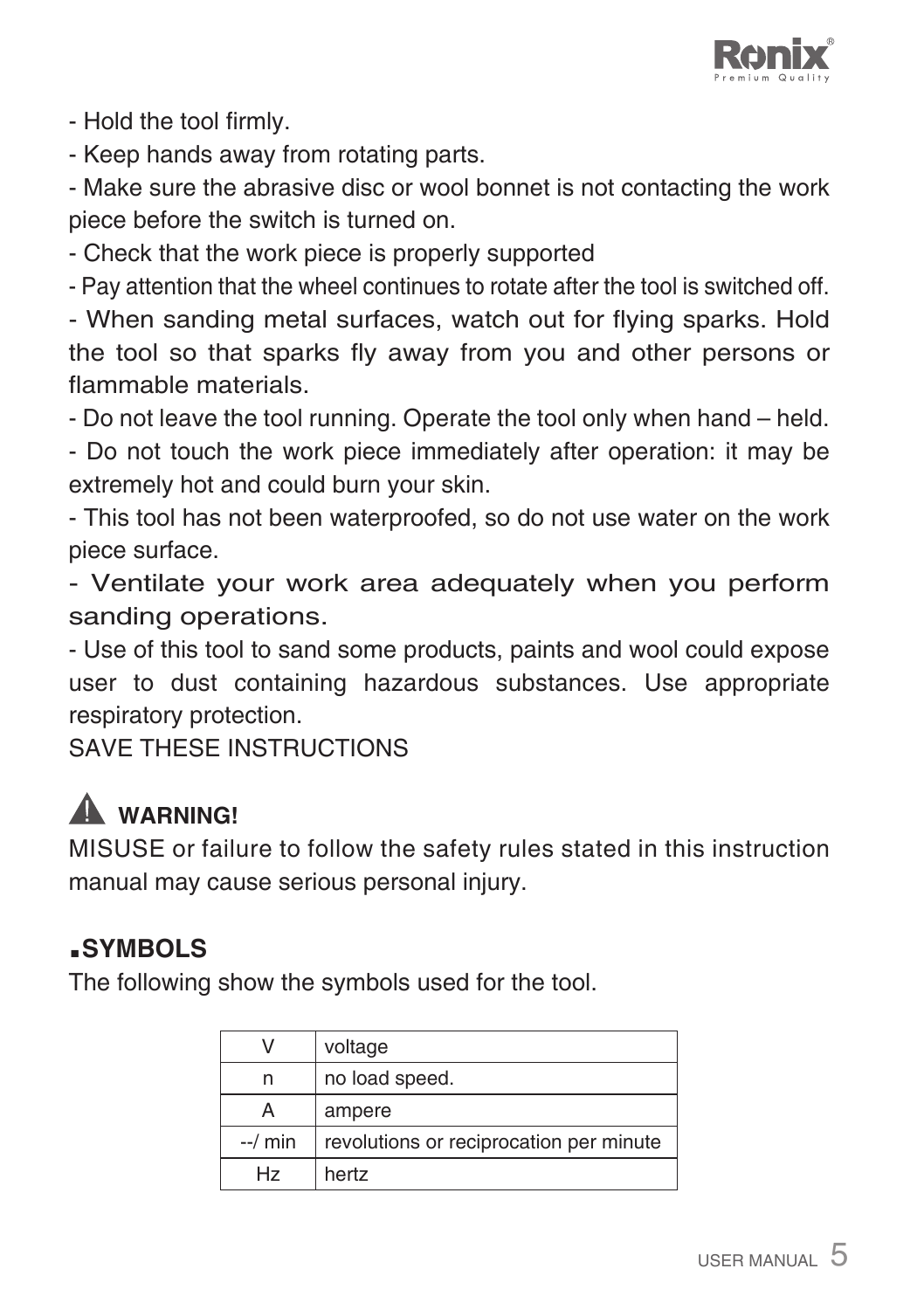- Hold the tool firmly.

- Keep hands away from rotating parts.

- Make sure the abrasive disc or wool bonnet is not contacting the work piece before the switch is turned on.

- Check that the work piece is properly supported

- Pay attention that the wheel continues to rotate after the tool is switched off.

- When sanding metal surfaces, watch out for flying sparks. Hold the tool so that sparks fly away from you and other persons or flammable materials.

- Do not leave the tool running. Operate the tool only when hand – held.

- Do not touch the work piece immediately after operation: it may be extremely hot and could burn your skin.

- This tool has not been waterproofed, so do not use water on the work piece surface.

- Ventilate your work area adequately when you perform sanding operations.

- Use of this tool to sand some products, paints and wool could expose user to dust containing hazardous substances. Use appropriate respiratory protection.

SAVE THESE INSTRUCTIONS

⚠ **WARNING!**

MISUSE or failure to follow the safety rules stated in this instruction manual may cause serious personal injury.

## ▪SYMBOLS

The following show the symbols used for the tool.

| V | voltage |
|---|---|
| n | no load speed. |
| A | ampere |
| --/ min | revolutions or reciprocation per minute |
| Hz | hertz |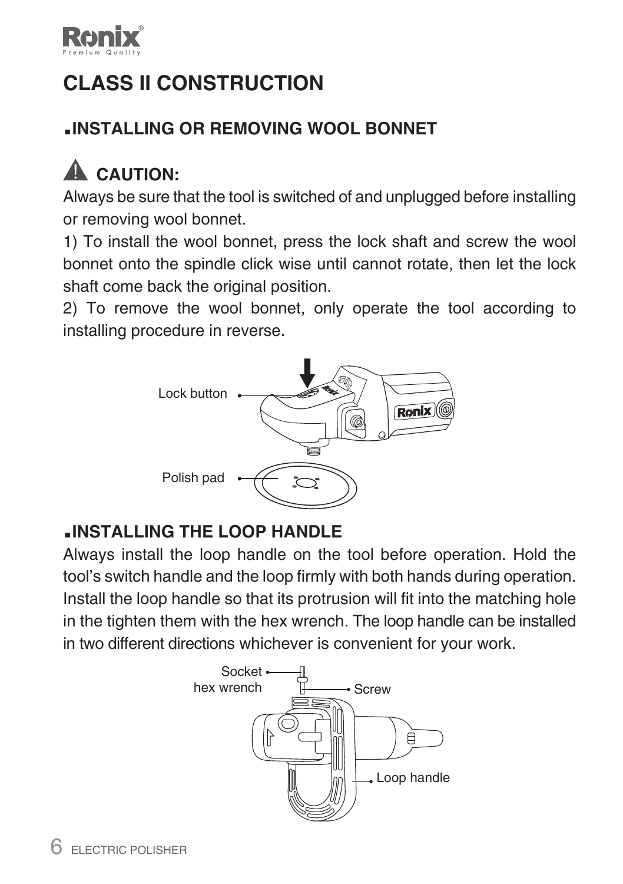# CLASS II CONSTRUCTION

## ■INSTALLING OR REMOVING WOOL BONNET

### ⚠ CAUTION:

Always be sure that the tool is switched of and unplugged before installing or removing wool bonnet.

1) To install the wool bonnet, press the lock shaft and screw the wool bonnet onto the spindle click wise until cannot rotate, then let the lock shaft come back the original position.

2) To remove the wool bonnet, only operate the tool according to installing procedure in reverse.

Lock button

Polish pad

## ■INSTALLING THE LOOP HANDLE

Always install the loop handle on the tool before operation. Hold the tool's switch handle and the loop firmly with both hands during operation. Install the loop handle so that its protrusion will fit into the matching hole in the tighten them with the hex wrench. The loop handle can be installed in two different directions whichever is convenient for your work.

Socket hex wrench

Screw

Loop handle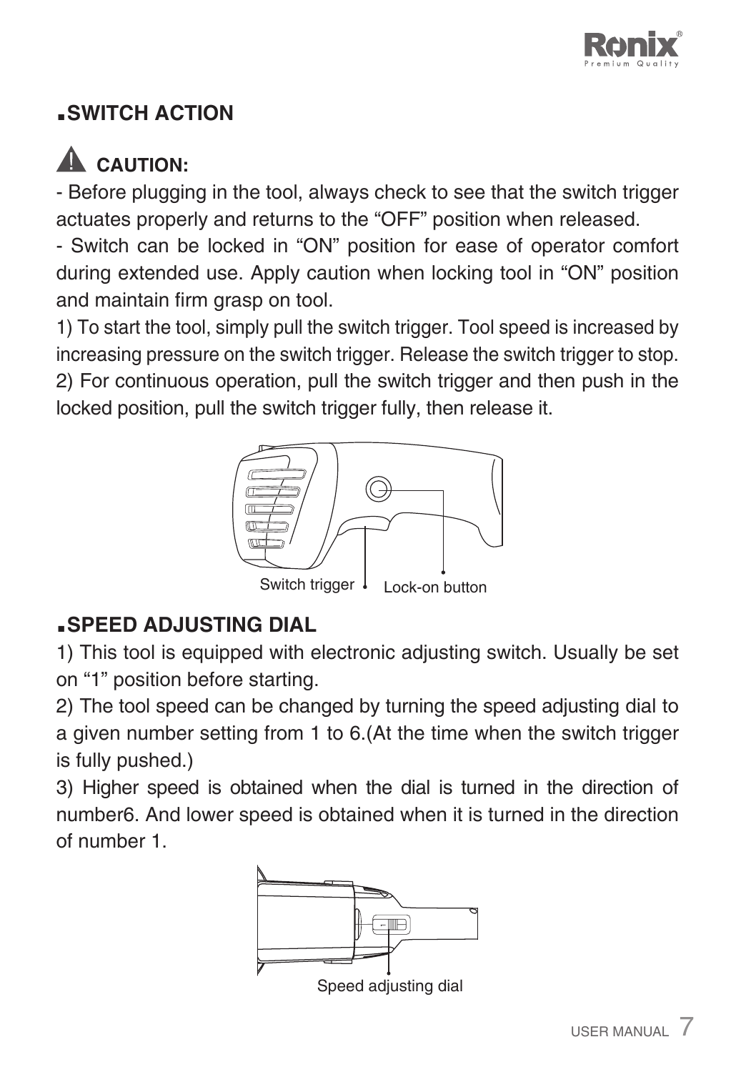## ▪SWITCH ACTION

### ⚠ CAUTION:

- Before plugging in the tool, always check to see that the switch trigger actuates properly and returns to the "OFF" position when released.
- Switch can be locked in "ON" position for ease of operator comfort during extended use. Apply caution when locking tool in "ON" position and maintain firm grasp on tool.

1) To start the tool, simply pull the switch trigger. Tool speed is increased by increasing pressure on the switch trigger. Release the switch trigger to stop.
2) For continuous operation, pull the switch trigger and then push in the locked position, pull the switch trigger fully, then release it.

Switch trigger    Lock-on button

## ▪SPEED ADJUSTING DIAL

1) This tool is equipped with electronic adjusting switch. Usually be set on "1" position before starting.
2) The tool speed can be changed by turning the speed adjusting dial to a given number setting from 1 to 6.(At the time when the switch trigger is fully pushed.)
3) Higher speed is obtained when the dial is turned in the direction of number6. And lower speed is obtained when it is turned in the direction of number 1.

Speed adjusting dial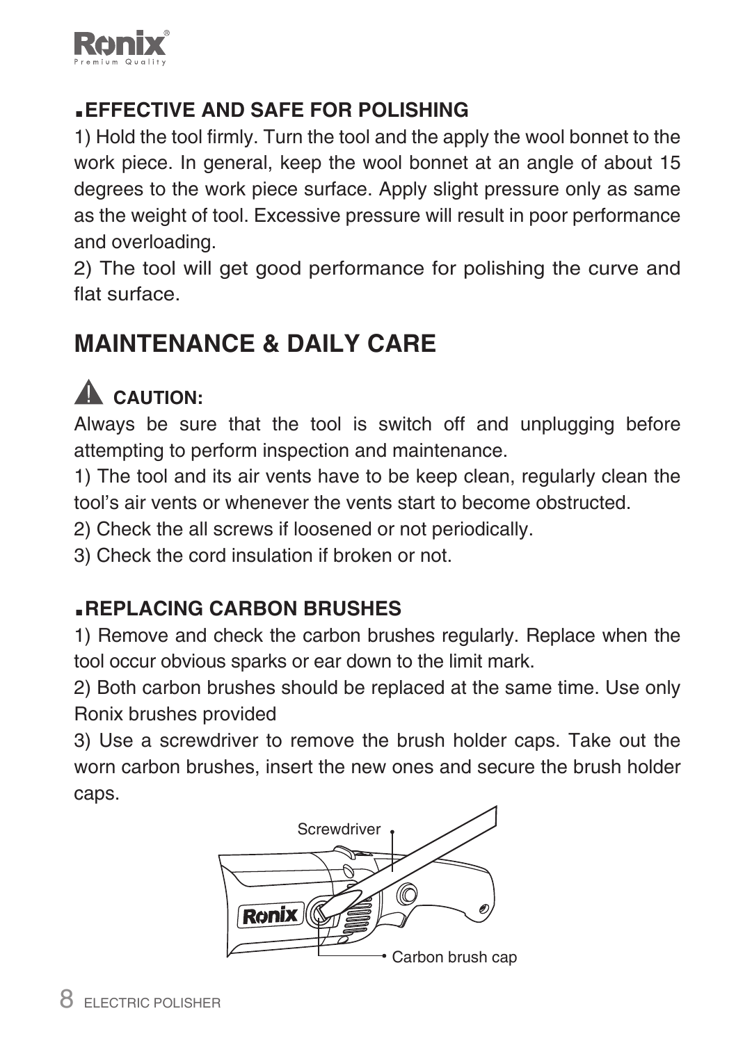### ▪EFFECTIVE AND SAFE FOR POLISHING

1) Hold the tool firmly. Turn the tool and the apply the wool bonnet to the work piece. In general, keep the wool bonnet at an angle of about 15 degrees to the work piece surface. Apply slight pressure only as same as the weight of tool. Excessive pressure will result in poor performance and overloading.

2) The tool will get good performance for polishing the curve and flat surface.

## MAINTENANCE & DAILY CARE

**⚠ CAUTION:**

Always be sure that the tool is switch off and unplugging before attempting to perform inspection and maintenance.

1) The tool and its air vents have to be keep clean, regularly clean the tool's air vents or whenever the vents start to become obstructed.

2) Check the all screws if loosened or not periodically.

3) Check the cord insulation if broken or not.

### ▪REPLACING CARBON BRUSHES

1) Remove and check the carbon brushes regularly. Replace when the tool occur obvious sparks or ear down to the limit mark.

2) Both carbon brushes should be replaced at the same time. Use only Ronix brushes provided

3) Use a screwdriver to remove the brush holder caps. Take out the worn carbon brushes, insert the new ones and secure the brush holder caps.

Screwdriver

Carbon brush cap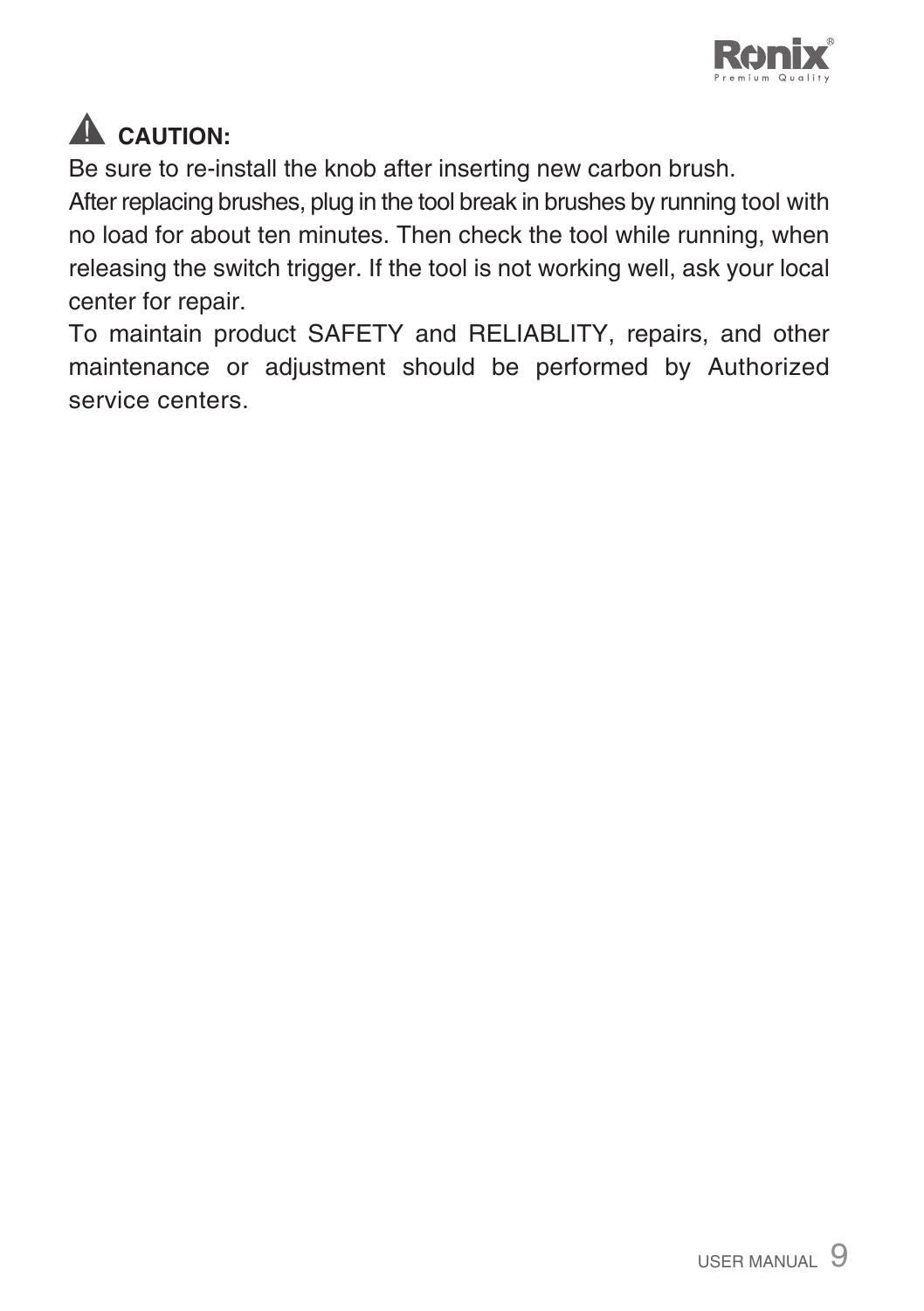**⚠ CAUTION:**

Be sure to re-install the knob after inserting new carbon brush.

After replacing brushes, plug in the tool break in brushes by running tool with no load for about ten minutes. Then check the tool while running, when releasing the switch trigger. If the tool is not working well, ask your local center for repair.

To maintain product SAFETY and RELIABLITY, repairs, and other maintenance or adjustment should be performed by Authorized service centers.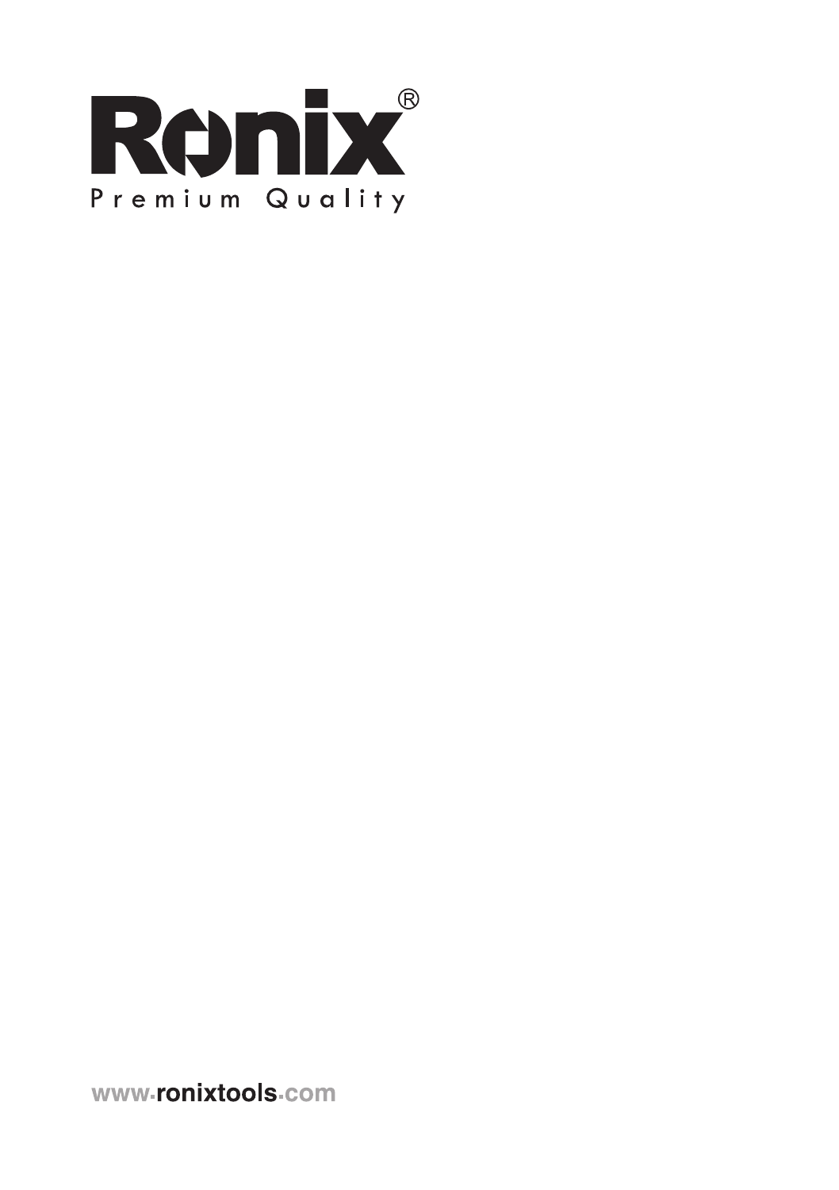# Ronix®

Premium Quality

www.ronixtools.com